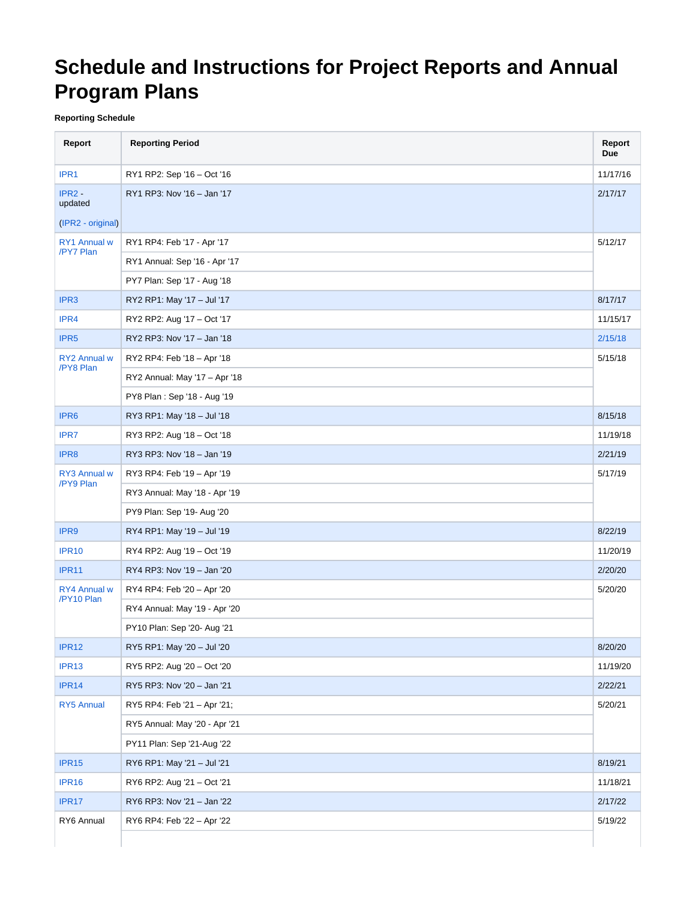# Schedule and Instructions for Project Reports and Annual Program Plans

**Reporting Schedule**

| Report | Reporting Period | Report Due |
|---|---|---|
| IPR1 | RY1 RP2: Sep '16 – Oct '16 | 11/17/16 |
| IPR2 - updated (IPR2 - original) | RY1 RP3: Nov '16 – Jan '17 | 2/17/17 |
| RY1 Annual w /PY7 Plan | RY1 RP4: Feb '17 - Apr '17 | 5/12/17 |
| | RY1 Annual: Sep '16 - Apr '17 | |
| | PY7 Plan: Sep '17 - Aug '18 | |
| IPR3 | RY2 RP1: May '17 – Jul '17 | 8/17/17 |
| IPR4 | RY2 RP2: Aug '17 – Oct '17 | 11/15/17 |
| IPR5 | RY2 RP3: Nov '17 – Jan '18 | 2/15/18 |
| RY2 Annual w /PY8 Plan | RY2 RP4: Feb '18 – Apr '18 | 5/15/18 |
| | RY2 Annual: May '17 – Apr '18 | |
| | PY8 Plan : Sep '18 - Aug '19 | |
| IPR6 | RY3 RP1: May '18 – Jul '18 | 8/15/18 |
| IPR7 | RY3 RP2: Aug '18 – Oct '18 | 11/19/18 |
| IPR8 | RY3 RP3: Nov '18 – Jan '19 | 2/21/19 |
| RY3 Annual w /PY9 Plan | RY3 RP4: Feb '19 – Apr '19 | 5/17/19 |
| | RY3 Annual: May '18 - Apr '19 | |
| | PY9 Plan: Sep '19- Aug '20 | |
| IPR9 | RY4 RP1: May '19 – Jul '19 | 8/22/19 |
| IPR10 | RY4 RP2: Aug '19 – Oct '19 | 11/20/19 |
| IPR11 | RY4 RP3: Nov '19 – Jan '20 | 2/20/20 |
| RY4 Annual w /PY10 Plan | RY4 RP4: Feb '20 – Apr '20 | 5/20/20 |
| | RY4 Annual: May '19 - Apr '20 | |
| | PY10 Plan: Sep '20- Aug '21 | |
| IPR12 | RY5 RP1: May '20 – Jul '20 | 8/20/20 |
| IPR13 | RY5 RP2: Aug '20 – Oct '20 | 11/19/20 |
| IPR14 | RY5 RP3: Nov '20 – Jan '21 | 2/22/21 |
| RY5 Annual | RY5 RP4: Feb '21 – Apr '21; | 5/20/21 |
| | RY5 Annual: May '20 - Apr '21 | |
| | PY11 Plan: Sep '21-Aug '22 | |
| IPR15 | RY6 RP1: May '21 – Jul '21 | 8/19/21 |
| IPR16 | RY6 RP2: Aug '21 – Oct '21 | 11/18/21 |
| IPR17 | RY6 RP3: Nov '21 – Jan '22 | 2/17/22 |
| RY6 Annual | RY6 RP4: Feb '22 – Apr '22 | 5/19/22 |
| | | |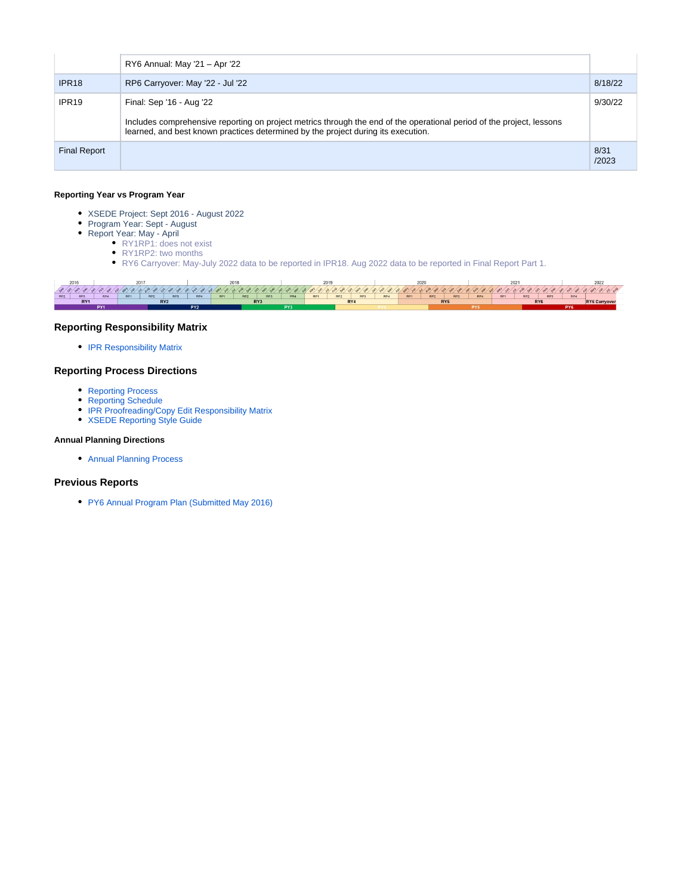| | | |
|---|---|---|
| | RY6 Annual: May '21 – Apr '22 | |
| IPR18 | RP6 Carryover: May '22 - Jul '22 | 8/18/22 |
| IPR19 | Final: Sep '16 - Aug '22<br><br>Includes comprehensive reporting on project metrics through the end of the operational period of the project, lessons learned, and best known practices determined by the project during its execution. | 9/30/22 |
| Final Report | | 8/31 /2023 |

#### Reporting Year vs Program Year

- XSEDE Project: Sept 2016 - August 2022
- Program Year: Sept - August
- Report Year: May - April
    - RY1RP1: does not exist
    - RY1RP2: two months
    - RY6 Carryover: May-July 2022 data to be reported in IPR18. Aug 2022 data to be reported in Final Report Part 1.

2016 2017 2018 2019 2020 2021 2022

RP2 RP3 RP4 RP1 RP2 RP3 RP4 RP1 RP2 RP3 RP4 RP1 RP2 RP3 RP4 RP1 RP2 RP3 RP4 RP1 RP2 RP3 RP4

RY1 RY2 RY3 RY4 RY5 RY6 RY6 Carryover

PY1 PY2 PY3 PY4 PY5 PY6

### Reporting Responsibility Matrix

- IPR Responsibility Matrix

### Reporting Process Directions

- Reporting Process
- Reporting Schedule
- IPR Proofreading/Copy Edit Responsibility Matrix
- XSEDE Reporting Style Guide

#### Annual Planning Directions

- Annual Planning Process

### Previous Reports

- PY6 Annual Program Plan (Submitted May 2016)